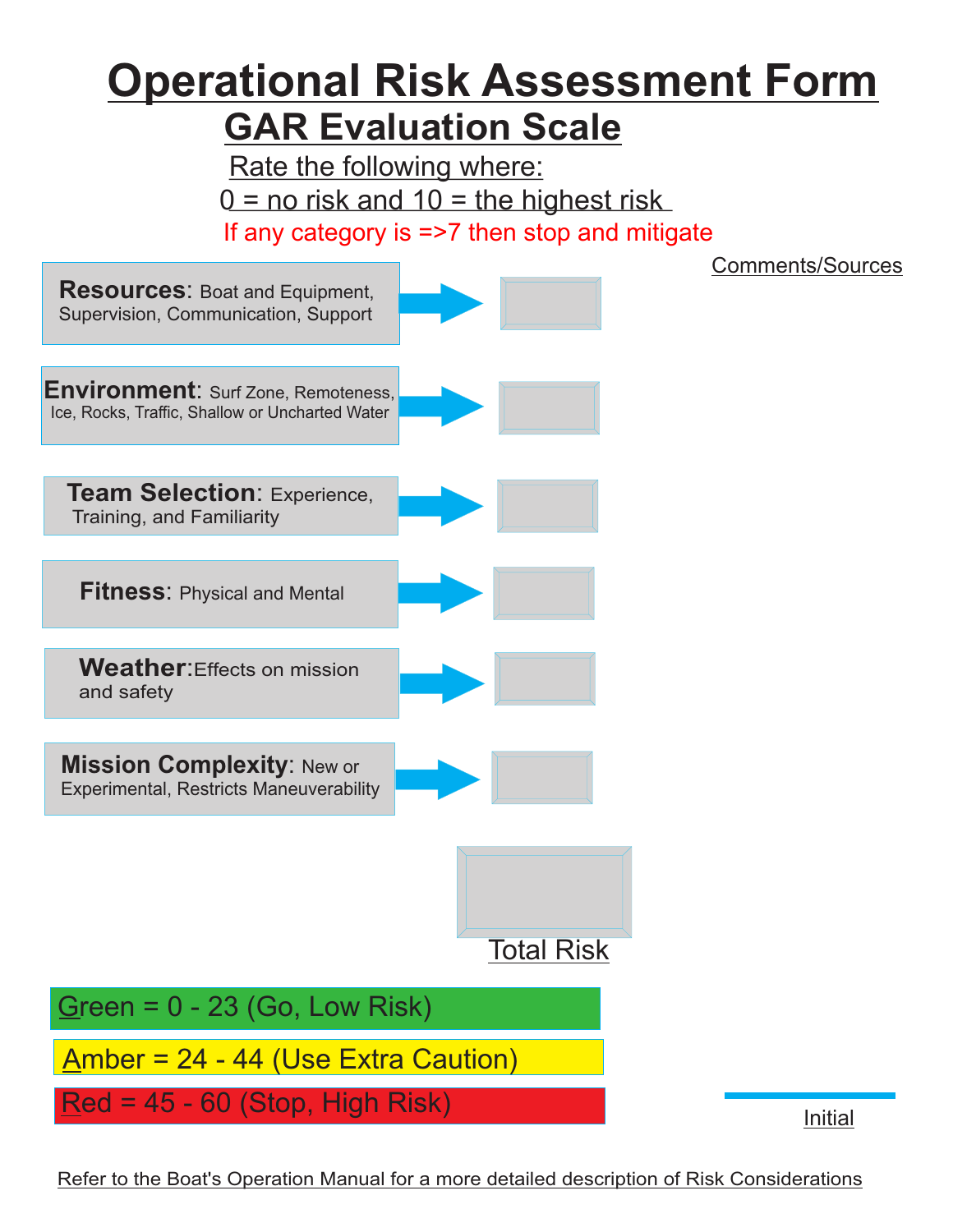# Operational Risk Assessment Form

## GAR Evaluation Scale

Rate the following where:

0 = no risk and 10 = the highest risk

If any category is =>7 then stop and mitigate

Comments/Sources

**Resources**: Boat and Equipment, Supervision, Communication, Support

**Environment**: Surf Zone, Remoteness, Ice, Rocks, Traffic, Shallow or Uncharted Water

**Team Selection**: Experience, Training, and Familiarity

**Fitness**: Physical and Mental

**Weather**: Effects on mission and safety

**Mission Complexity**: New or Experimental, Restricts Maneuverability

Total Risk

Green = 0 - 23 (Go, Low Risk)

Amber = 24 - 44 (Use Extra Caution)

Red = 45 - 60 (Stop, High Risk)

Initial

Refer to the Boat's Operation Manual for a more detailed description of Risk Considerations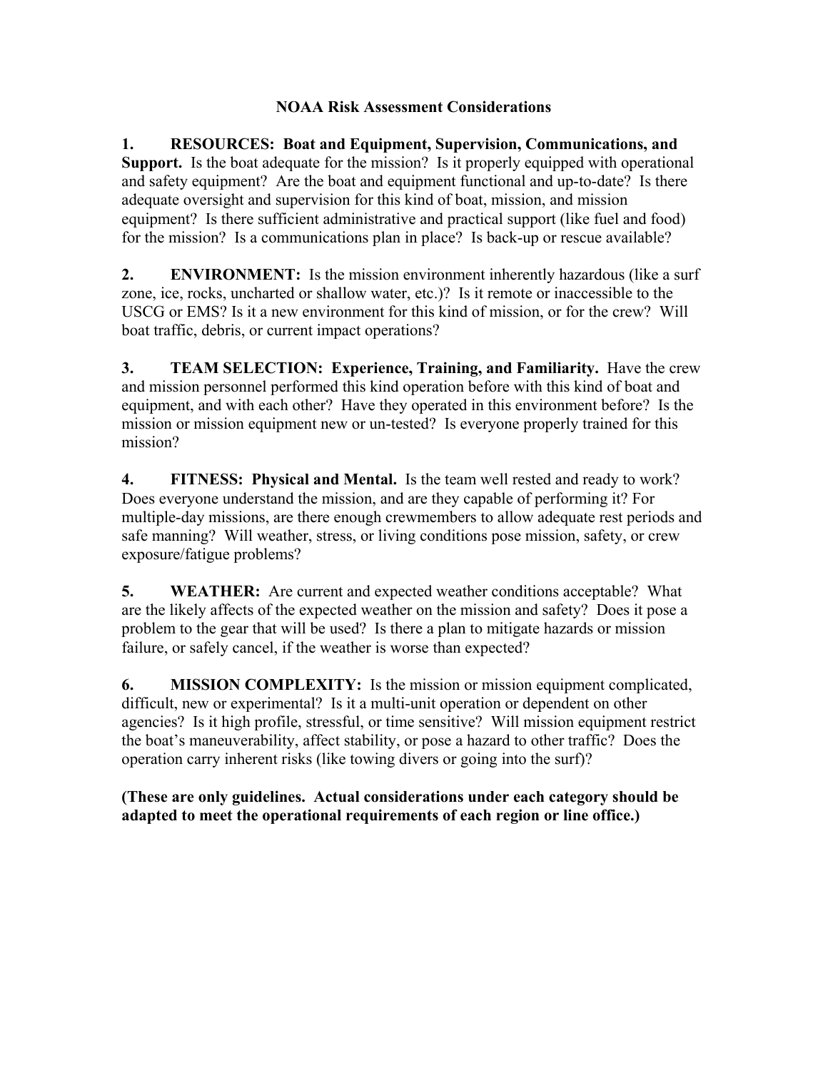# NOAA Risk Assessment Considerations

**1. RESOURCES: Boat and Equipment, Supervision, Communications, and Support.** Is the boat adequate for the mission? Is it properly equipped with operational and safety equipment? Are the boat and equipment functional and up-to-date? Is there adequate oversight and supervision for this kind of boat, mission, and mission equipment? Is there sufficient administrative and practical support (like fuel and food) for the mission? Is a communications plan in place? Is back-up or rescue available?

**2. ENVIRONMENT:** Is the mission environment inherently hazardous (like a surf zone, ice, rocks, uncharted or shallow water, etc.)? Is it remote or inaccessible to the USCG or EMS? Is it a new environment for this kind of mission, or for the crew? Will boat traffic, debris, or current impact operations?

**3. TEAM SELECTION: Experience, Training, and Familiarity.** Have the crew and mission personnel performed this kind operation before with this kind of boat and equipment, and with each other? Have they operated in this environment before? Is the mission or mission equipment new or un-tested? Is everyone properly trained for this mission?

**4. FITNESS: Physical and Mental.** Is the team well rested and ready to work? Does everyone understand the mission, and are they capable of performing it? For multiple-day missions, are there enough crewmembers to allow adequate rest periods and safe manning? Will weather, stress, or living conditions pose mission, safety, or crew exposure/fatigue problems?

**5. WEATHER:** Are current and expected weather conditions acceptable? What are the likely affects of the expected weather on the mission and safety? Does it pose a problem to the gear that will be used? Is there a plan to mitigate hazards or mission failure, or safely cancel, if the weather is worse than expected?

**6. MISSION COMPLEXITY:** Is the mission or mission equipment complicated, difficult, new or experimental? Is it a multi-unit operation or dependent on other agencies? Is it high profile, stressful, or time sensitive? Will mission equipment restrict the boat's maneuverability, affect stability, or pose a hazard to other traffic? Does the operation carry inherent risks (like towing divers or going into the surf)?

**(These are only guidelines. Actual considerations under each category should be adapted to meet the operational requirements of each region or line office.)**